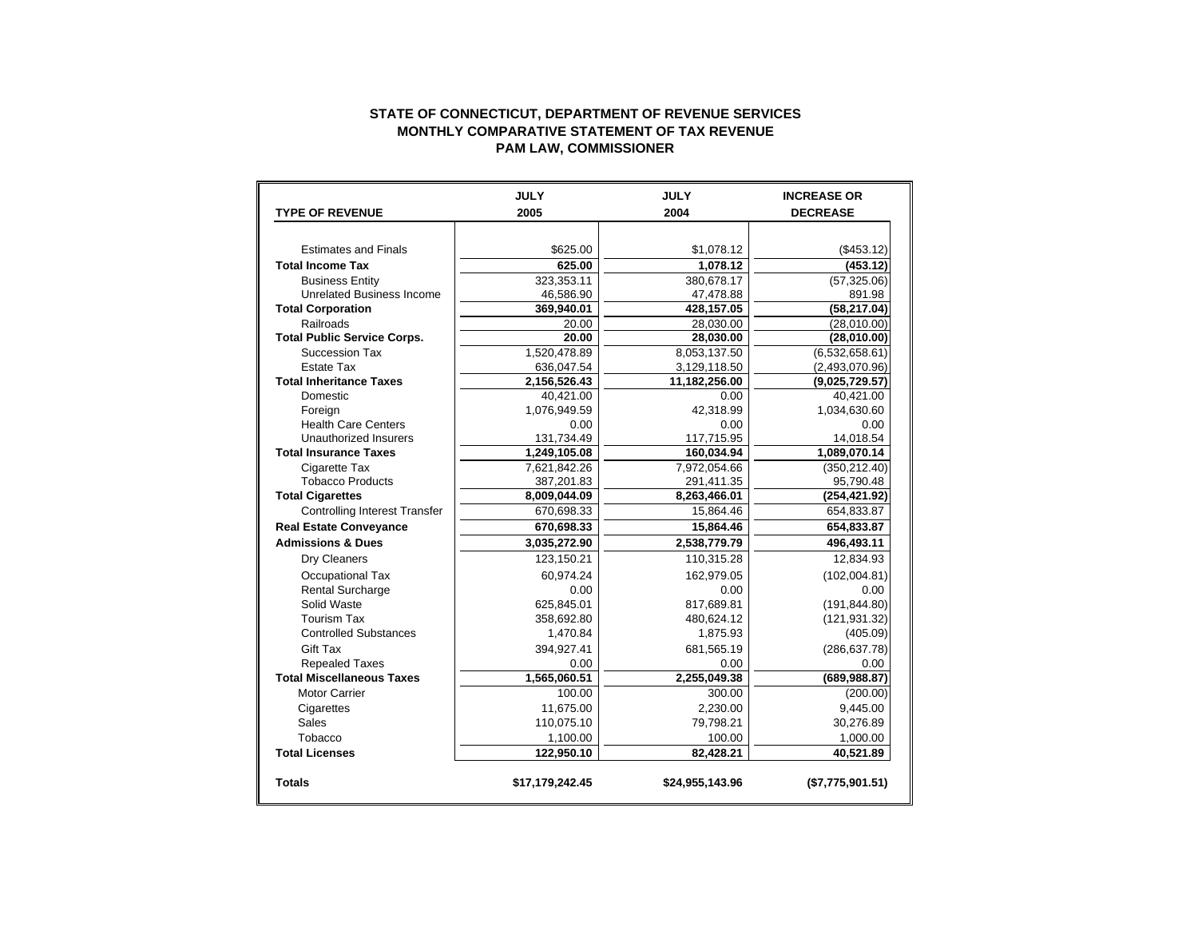**STATE OF CONNECTICUT, DEPARTMENT OF REVENUE SERVICES**
**MONTHLY COMPARATIVE STATEMENT OF TAX REVENUE**
**PAM LAW, COMMISSIONER**

| TYPE OF REVENUE | JULY 2005 | JULY 2004 | INCREASE OR DECREASE |
|---|---|---|---|
| Estimates and Finals | $625.00 | $1,078.12 | ($453.12) |
| **Total Income Tax** | **625.00** | **1,078.12** | **(453.12)** |
| Business Entity | 323,353.11 | 380,678.17 | (57,325.06) |
| Unrelated Business Income | 46,586.90 | 47,478.88 | 891.98 |
| **Total Corporation** | **369,940.01** | **428,157.05** | **(58,217.04)** |
| Railroads | 20.00 | 28,030.00 | (28,010.00) |
| **Total Public Service Corps.** | **20.00** | **28,030.00** | **(28,010.00)** |
| Succession Tax | 1,520,478.89 | 8,053,137.50 | (6,532,658.61) |
| Estate Tax | 636,047.54 | 3,129,118.50 | (2,493,070.96) |
| **Total Inheritance Taxes** | **2,156,526.43** | **11,182,256.00** | **(9,025,729.57)** |
| Domestic | 40,421.00 | 0.00 | 40,421.00 |
| Foreign | 1,076,949.59 | 42,318.99 | 1,034,630.60 |
| Health Care Centers | 0.00 | 0.00 | 0.00 |
| Unauthorized Insurers | 131,734.49 | 117,715.95 | 14,018.54 |
| **Total Insurance Taxes** | **1,249,105.08** | **160,034.94** | **1,089,070.14** |
| Cigarette Tax | 7,621,842.26 | 7,972,054.66 | (350,212.40) |
| Tobacco Products | 387,201.83 | 291,411.35 | 95,790.48 |
| **Total Cigarettes** | **8,009,044.09** | **8,263,466.01** | **(254,421.92)** |
| Controlling Interest Transfer | 670,698.33 | 15,864.46 | 654,833.87 |
| **Real Estate Conveyance** | **670,698.33** | **15,864.46** | **654,833.87** |
| **Admissions & Dues** | **3,035,272.90** | **2,538,779.79** | **496,493.11** |
| Dry Cleaners | 123,150.21 | 110,315.28 | 12,834.93 |
| Occupational Tax | 60,974.24 | 162,979.05 | (102,004.81) |
| Rental Surcharge | 0.00 | 0.00 | 0.00 |
| Solid Waste | 625,845.01 | 817,689.81 | (191,844.80) |
| Tourism Tax | 358,692.80 | 480,624.12 | (121,931.32) |
| Controlled Substances | 1,470.84 | 1,875.93 | (405.09) |
| Gift Tax | 394,927.41 | 681,565.19 | (286,637.78) |
| Repealed Taxes | 0.00 | 0.00 | 0.00 |
| **Total Miscellaneous Taxes** | **1,565,060.51** | **2,255,049.38** | **(689,988.87)** |
| Motor Carrier | 100.00 | 300.00 | (200.00) |
| Cigarettes | 11,675.00 | 2,230.00 | 9,445.00 |
| Sales | 110,075.10 | 79,798.21 | 30,276.89 |
| Tobacco | 1,100.00 | 100.00 | 1,000.00 |
| **Total Licenses** | **122,950.10** | **82,428.21** | **40,521.89** |
| **Totals** | **$17,179,242.45** | **$24,955,143.96** | **($7,775,901.51)** |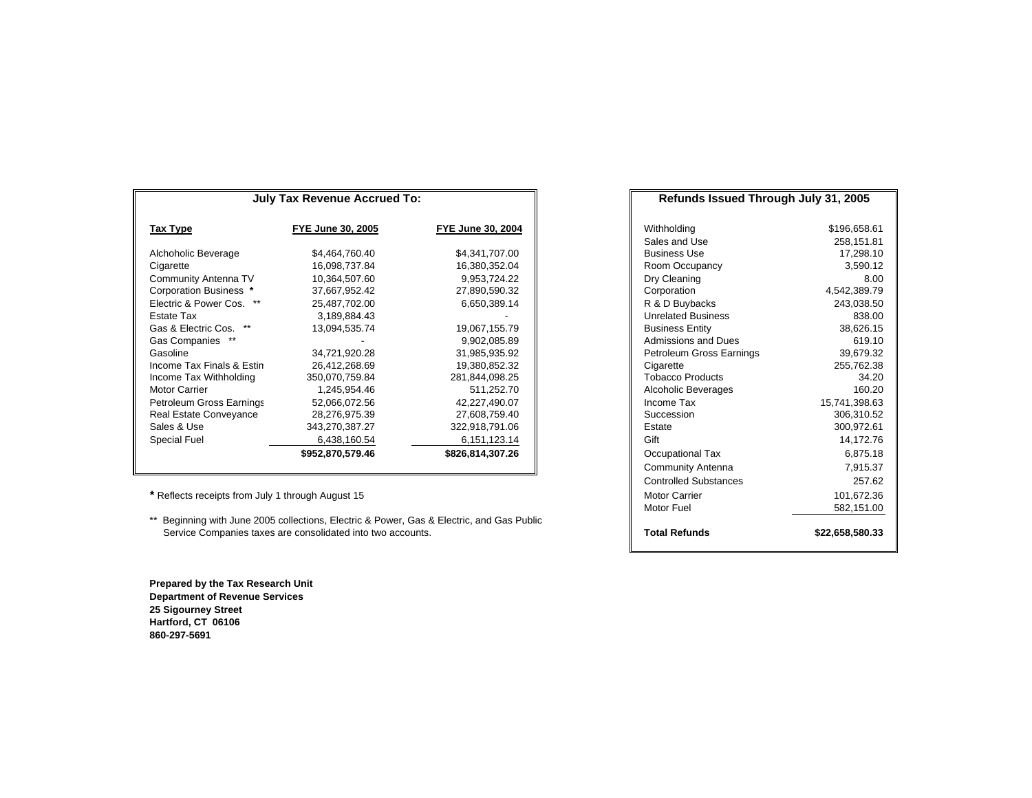| July Tax Revenue Accrued To: | | |
|---|---|---|
| **Tax Type** | **FYE June 30, 2005** | **FYE June 30, 2004** |
| Alchoholic Beverage | $4,464,760.40 | $4,341,707.00 |
| Cigarette | 16,098,737.84 | 16,380,352.04 |
| Community Antenna TV | 10,364,507.60 | 9,953,724.22 |
| Corporation Business * | 37,667,952.42 | 27,890,590.32 |
| Electric & Power Cos. ** | 25,487,702.00 | 6,650,389.14 |
| Estate Tax | 3,189,884.43 | - |
| Gas & Electric Cos. ** | 13,094,535.74 | 19,067,155.79 |
| Gas Companies ** | - | 9,902,085.89 |
| Gasoline | 34,721,920.28 | 31,985,935.92 |
| Income Tax Finals & Estin | 26,412,268.69 | 19,380,852.32 |
| Income Tax Withholding | 350,070,759.84 | 281,844,098.25 |
| Motor Carrier | 1,245,954.46 | 511,252.70 |
| Petroleum Gross Earnings | 52,066,072.56 | 42,227,490.07 |
| Real Estate Conveyance | 28,276,975.39 | 27,608,759.40 |
| Sales & Use | 343,270,387.27 | 322,918,791.06 |
| Special Fuel | 6,438,160.54 | 6,151,123.14 |
| | **$952,870,579.46** | **$826,814,307.26** |

* Reflects receipts from July 1 through August 15

** Beginning with June 2005 collections, Electric & Power, Gas & Electric, and Gas Public Service Companies taxes are consolidated into two accounts.

| Refunds Issued Through July 31, 2005 | |
|---|---|
| Withholding | $196,658.61 |
| Sales and Use | 258,151.81 |
| Business Use | 17,298.10 |
| Room Occupancy | 3,590.12 |
| Dry Cleaning | 8.00 |
| Corporation | 4,542,389.79 |
| R & D Buybacks | 243,038.50 |
| Unrelated Business | 838.00 |
| Business Entity | 38,626.15 |
| Admissions and Dues | 619.10 |
| Petroleum Gross Earnings | 39,679.32 |
| Cigarette | 255,762.38 |
| Tobacco Products | 34.20 |
| Alcoholic Beverages | 160.20 |
| Income Tax | 15,741,398.63 |
| Succession | 306,310.52 |
| Estate | 300,972.61 |
| Gift | 14,172.76 |
| Occupational Tax | 6,875.18 |
| Community Antenna | 7,915.37 |
| Controlled Substances | 257.62 |
| Motor Carrier | 101,672.36 |
| Motor Fuel | 582,151.00 |
| **Total Refunds** | **$22,658,580.33** |

**Prepared by the Tax Research Unit**
**Department of Revenue Services**
**25 Sigourney Street**
**Hartford, CT 06106**
**860-297-5691**